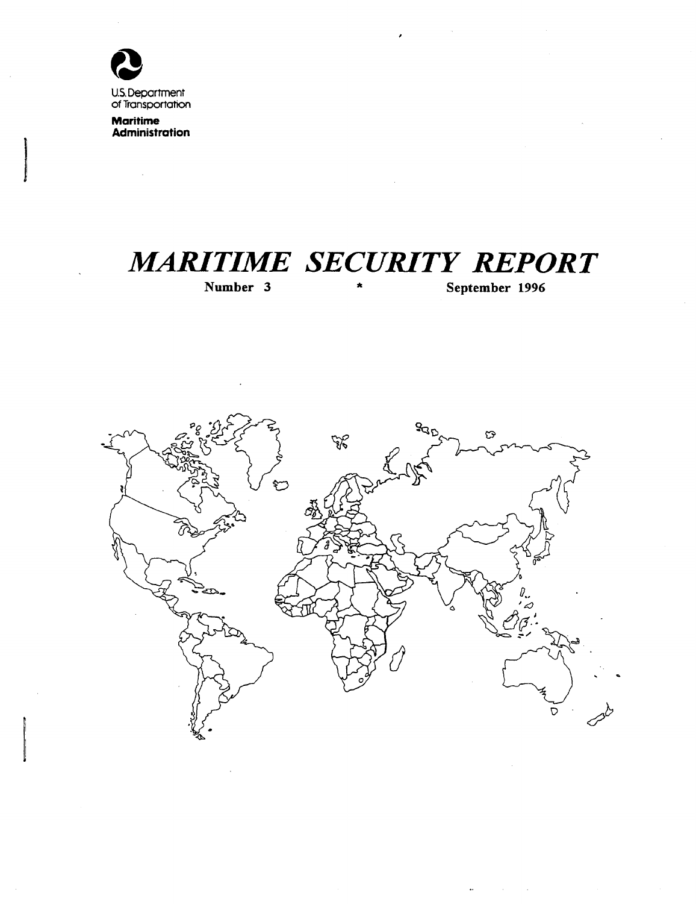U.S. Department of Transportation

**Maritime Administration**

# *MARITIME SECURITY REPORT*

**Number 3 * September 1996**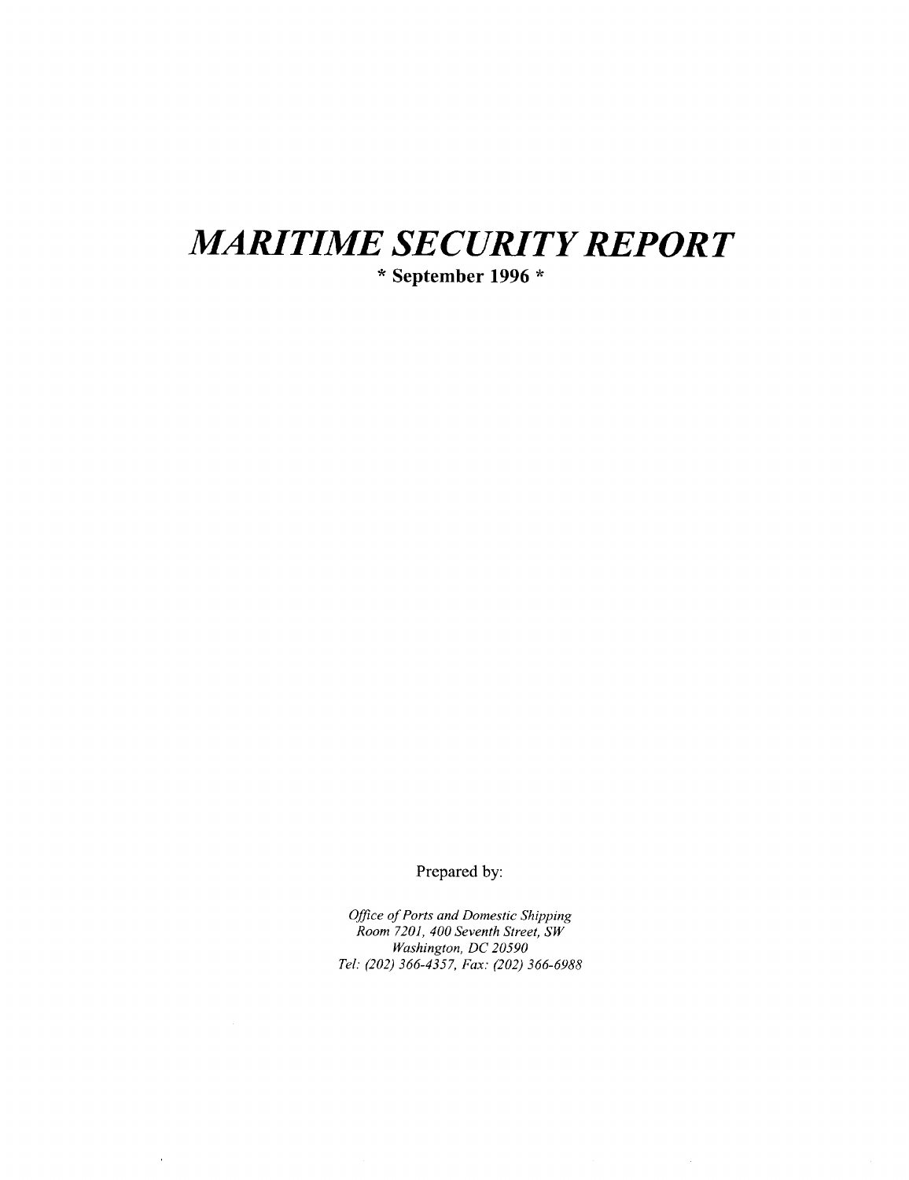# *MARITIME SECURITY REPORT*

**\* September 1996 \***

Prepared by:

*Office of Ports and Domestic Shipping*
*Room 7201, 400 Seventh Street, SW*
*Washington, DC 20590*
*Tel: (202) 366-4357, Fax: (202) 366-6988*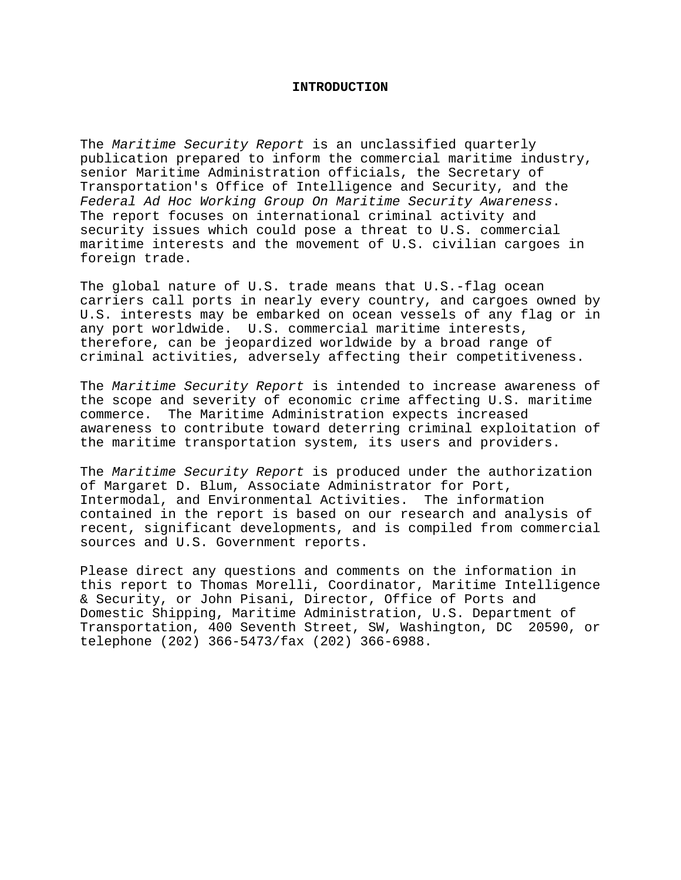# INTRODUCTION

The *Maritime Security Report* is an unclassified quarterly publication prepared to inform the commercial maritime industry, senior Maritime Administration officials, the Secretary of Transportation's Office of Intelligence and Security, and the *Federal Ad Hoc Working Group On Maritime Security Awareness*. The report focuses on international criminal activity and security issues which could pose a threat to U.S. commercial maritime interests and the movement of U.S. civilian cargoes in foreign trade.

The global nature of U.S. trade means that U.S.-flag ocean carriers call ports in nearly every country, and cargoes owned by U.S. interests may be embarked on ocean vessels of any flag or in any port worldwide. U.S. commercial maritime interests, therefore, can be jeopardized worldwide by a broad range of criminal activities, adversely affecting their competitiveness.

The *Maritime Security Report* is intended to increase awareness of the scope and severity of economic crime affecting U.S. maritime commerce. The Maritime Administration expects increased awareness to contribute toward deterring criminal exploitation of the maritime transportation system, its users and providers.

The *Maritime Security Report* is produced under the authorization of Margaret D. Blum, Associate Administrator for Port, Intermodal, and Environmental Activities. The information contained in the report is based on our research and analysis of recent, significant developments, and is compiled from commercial sources and U.S. Government reports.

Please direct any questions and comments on the information in this report to Thomas Morelli, Coordinator, Maritime Intelligence & Security, or John Pisani, Director, Office of Ports and Domestic Shipping, Maritime Administration, U.S. Department of Transportation, 400 Seventh Street, SW, Washington, DC 20590, or telephone (202) 366-5473/fax (202) 366-6988.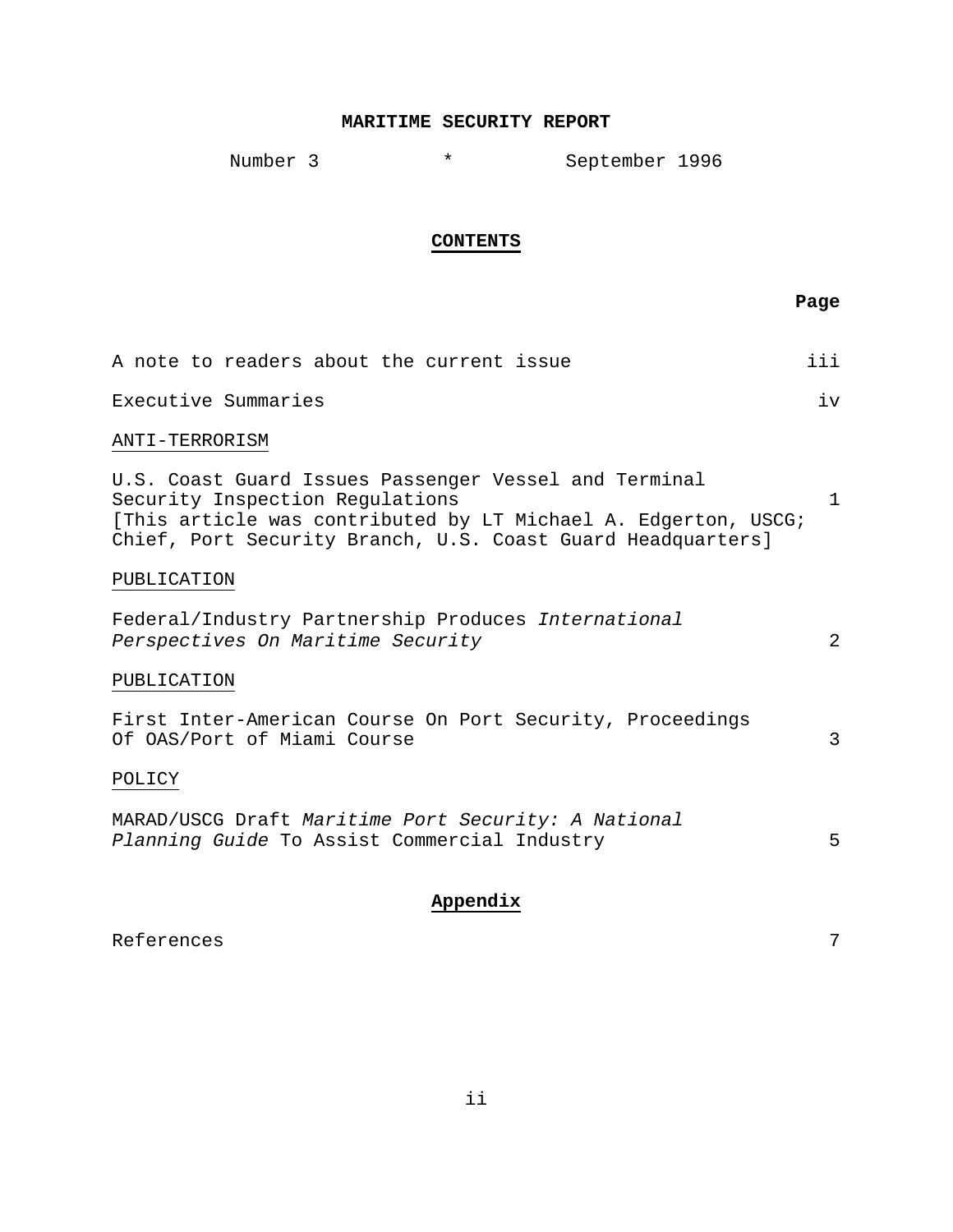# MARITIME SECURITY REPORT

Number 3 * September 1996

## CONTENTS

| | Page |
|---|---|
| A note to readers about the current issue | iii |
| Executive Summaries | iv |
| ANTI-TERRORISM | |
| U.S. Coast Guard Issues Passenger Vessel and Terminal Security Inspection Regulations [This article was contributed by LT Michael A. Edgerton, USCG; Chief, Port Security Branch, U.S. Coast Guard Headquarters] | 1 |
| PUBLICATION | |
| Federal/Industry Partnership Produces *International Perspectives On Maritime Security* | 2 |
| PUBLICATION | |
| First Inter-American Course On Port Security, Proceedings Of OAS/Port of Miami Course | 3 |
| POLICY | |
| MARAD/USCG Draft *Maritime Port Security: A National Planning Guide* To Assist Commercial Industry | 5 |

## Appendix

| | |
|---|---|
| References | 7 |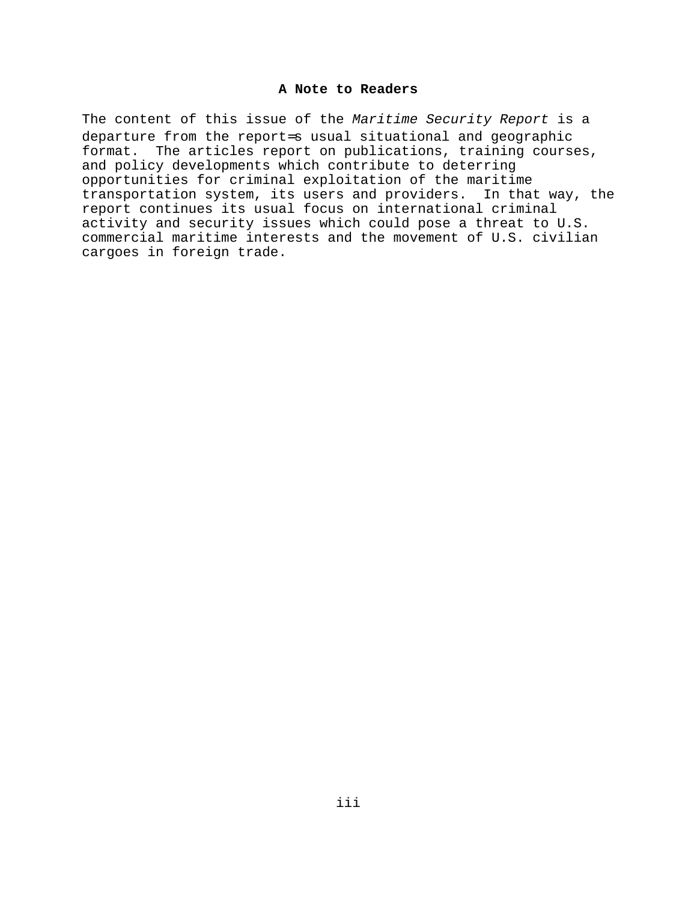## A Note to Readers

The content of this issue of the *Maritime Security Report* is a departure from the report=s usual situational and geographic format. The articles report on publications, training courses, and policy developments which contribute to deterring opportunities for criminal exploitation of the maritime transportation system, its users and providers. In that way, the report continues its usual focus on international criminal activity and security issues which could pose a threat to U.S. commercial maritime interests and the movement of U.S. civilian cargoes in foreign trade.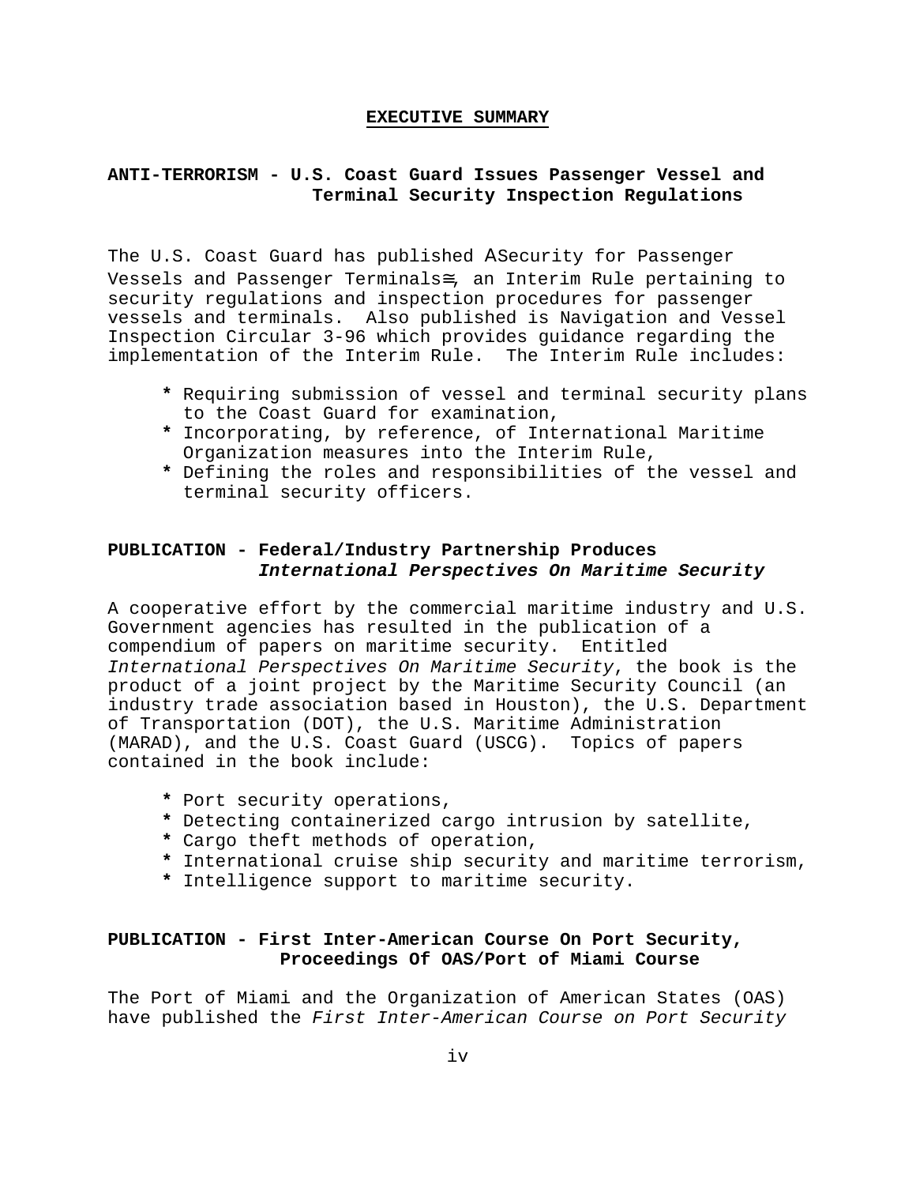## EXECUTIVE SUMMARY

### ANTI-TERRORISM - U.S. Coast Guard Issues Passenger Vessel and Terminal Security Inspection Regulations

The U.S. Coast Guard has published ASecurity for Passenger Vessels and Passenger Terminals≅, an Interim Rule pertaining to security regulations and inspection procedures for passenger vessels and terminals. Also published is Navigation and Vessel Inspection Circular 3-96 which provides guidance regarding the implementation of the Interim Rule. The Interim Rule includes:

- Requiring submission of vessel and terminal security plans to the Coast Guard for examination,
- Incorporating, by reference, of International Maritime Organization measures into the Interim Rule,
- Defining the roles and responsibilities of the vessel and terminal security officers.

### PUBLICATION - Federal/Industry Partnership Produces *International Perspectives On Maritime Security*

A cooperative effort by the commercial maritime industry and U.S. Government agencies has resulted in the publication of a compendium of papers on maritime security. Entitled *International Perspectives On Maritime Security*, the book is the product of a joint project by the Maritime Security Council (an industry trade association based in Houston), the U.S. Department of Transportation (DOT), the U.S. Maritime Administration (MARAD), and the U.S. Coast Guard (USCG). Topics of papers contained in the book include:

- Port security operations,
- Detecting containerized cargo intrusion by satellite,
- Cargo theft methods of operation,
- International cruise ship security and maritime terrorism,
- Intelligence support to maritime security.

### PUBLICATION - First Inter-American Course On Port Security, Proceedings Of OAS/Port of Miami Course

The Port of Miami and the Organization of American States (OAS) have published the *First Inter-American Course on Port Security*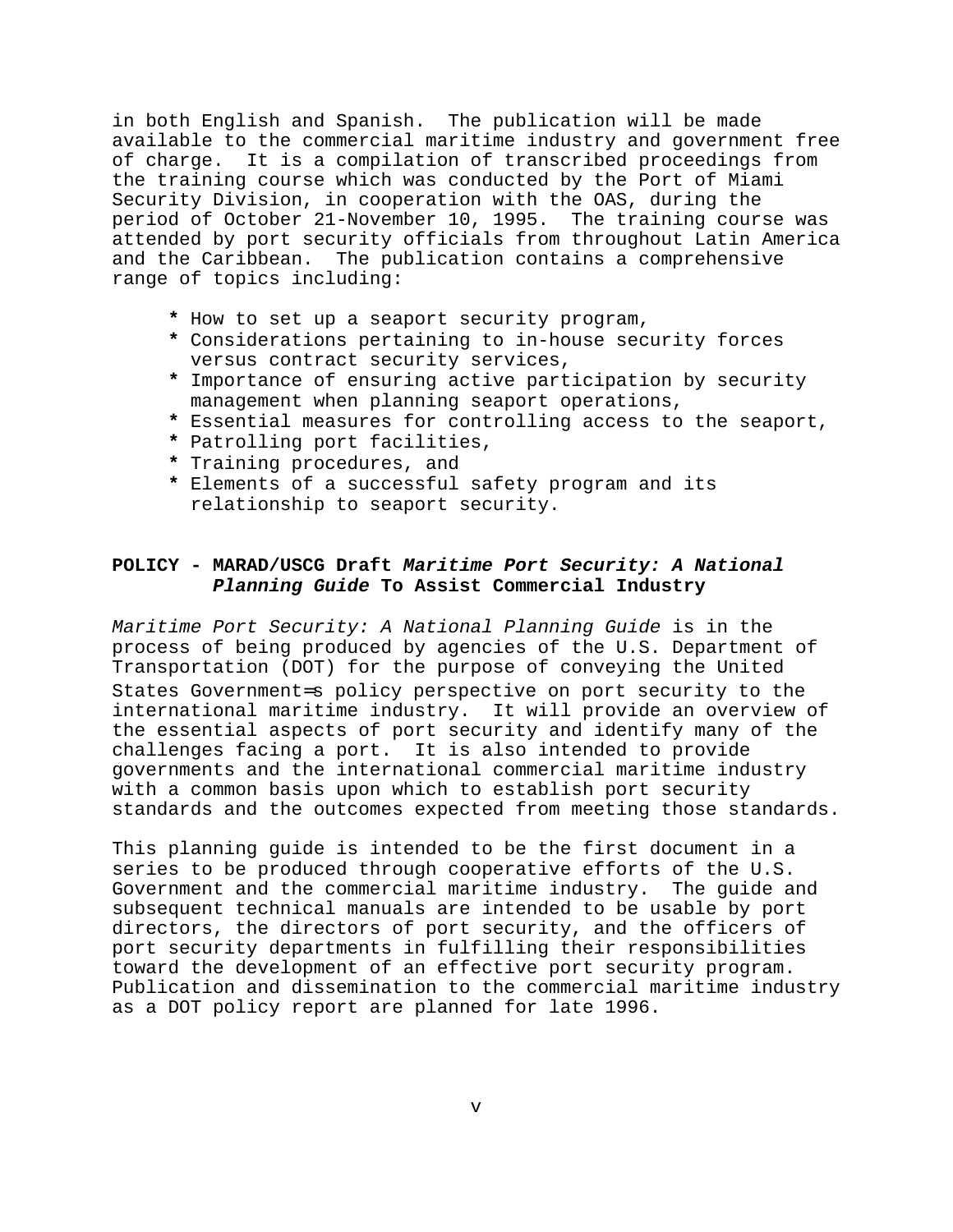in both English and Spanish. The publication will be made available to the commercial maritime industry and government free of charge. It is a compilation of transcribed proceedings from the training course which was conducted by the Port of Miami Security Division, in cooperation with the OAS, during the period of October 21-November 10, 1995. The training course was attended by port security officials from throughout Latin America and the Caribbean. The publication contains a comprehensive range of topics including:

- How to set up a seaport security program,
- Considerations pertaining to in-house security forces versus contract security services,
- Importance of ensuring active participation by security management when planning seaport operations,
- Essential measures for controlling access to the seaport,
- Patrolling port facilities,
- Training procedures, and
- Elements of a successful safety program and its relationship to seaport security.

**POLICY - MARAD/USCG Draft *Maritime Port Security: A National Planning Guide* To Assist Commercial Industry**

*Maritime Port Security: A National Planning Guide* is in the process of being produced by agencies of the U.S. Department of Transportation (DOT) for the purpose of conveying the United States Government=s policy perspective on port security to the international maritime industry. It will provide an overview of the essential aspects of port security and identify many of the challenges facing a port. It is also intended to provide governments and the international commercial maritime industry with a common basis upon which to establish port security standards and the outcomes expected from meeting those standards.

This planning guide is intended to be the first document in a series to be produced through cooperative efforts of the U.S. Government and the commercial maritime industry. The guide and subsequent technical manuals are intended to be usable by port directors, the directors of port security, and the officers of port security departments in fulfilling their responsibilities toward the development of an effective port security program. Publication and dissemination to the commercial maritime industry as a DOT policy report are planned for late 1996.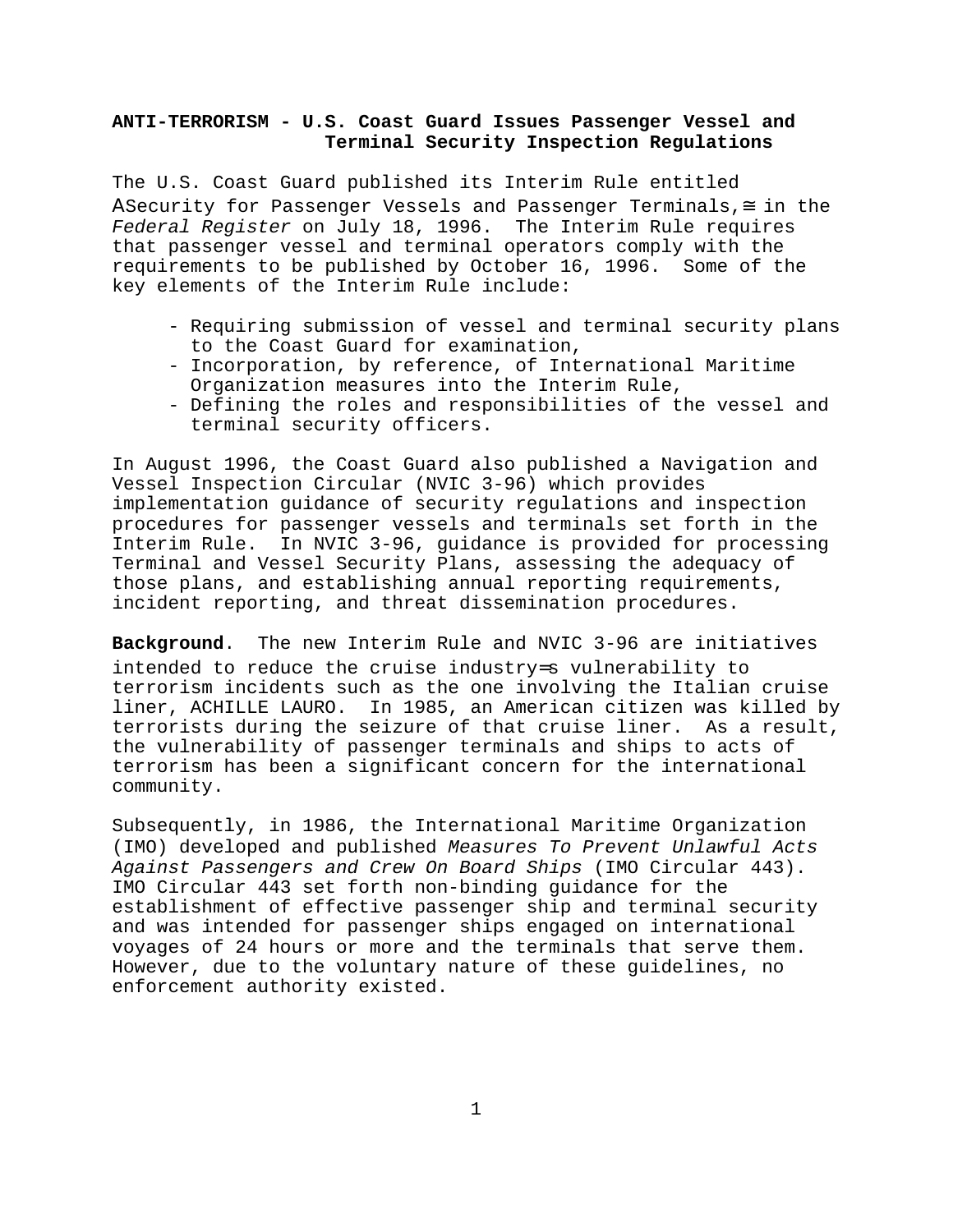**ANTI-TERRORISM - U.S. Coast Guard Issues Passenger Vessel and Terminal Security Inspection Regulations**

The U.S. Coast Guard published its Interim Rule entitled ASecurity for Passenger Vessels and Passenger Terminals,≅ in the *Federal Register* on July 18, 1996. The Interim Rule requires that passenger vessel and terminal operators comply with the requirements to be published by October 16, 1996. Some of the key elements of the Interim Rule include:

- Requiring submission of vessel and terminal security plans to the Coast Guard for examination,
- Incorporation, by reference, of International Maritime Organization measures into the Interim Rule,
- Defining the roles and responsibilities of the vessel and terminal security officers.

In August 1996, the Coast Guard also published a Navigation and Vessel Inspection Circular (NVIC 3-96) which provides implementation guidance of security regulations and inspection procedures for passenger vessels and terminals set forth in the Interim Rule. In NVIC 3-96, guidance is provided for processing Terminal and Vessel Security Plans, assessing the adequacy of those plans, and establishing annual reporting requirements, incident reporting, and threat dissemination procedures.

**Background**. The new Interim Rule and NVIC 3-96 are initiatives intended to reduce the cruise industry=s vulnerability to terrorism incidents such as the one involving the Italian cruise liner, ACHILLE LAURO. In 1985, an American citizen was killed by terrorists during the seizure of that cruise liner. As a result, the vulnerability of passenger terminals and ships to acts of terrorism has been a significant concern for the international community.

Subsequently, in 1986, the International Maritime Organization (IMO) developed and published *Measures To Prevent Unlawful Acts Against Passengers and Crew On Board Ships* (IMO Circular 443). IMO Circular 443 set forth non-binding guidance for the establishment of effective passenger ship and terminal security and was intended for passenger ships engaged on international voyages of 24 hours or more and the terminals that serve them. However, due to the voluntary nature of these guidelines, no enforcement authority existed.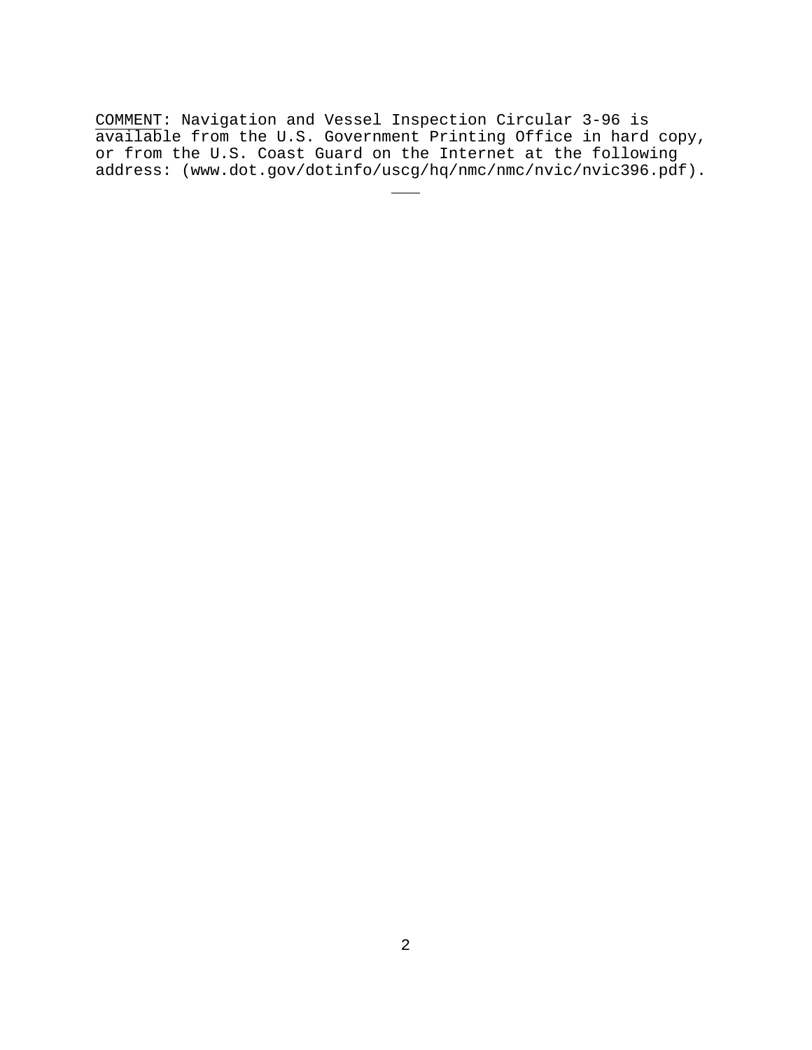<u>COMMENT</u>: Navigation and Vessel Inspection Circular 3-96 is available from the U.S. Government Printing Office in hard copy, or from the U.S. Coast Guard on the Internet at the following address: (www.dot.gov/dotinfo/uscg/hq/nmc/nmc/nvic/nvic396.pdf).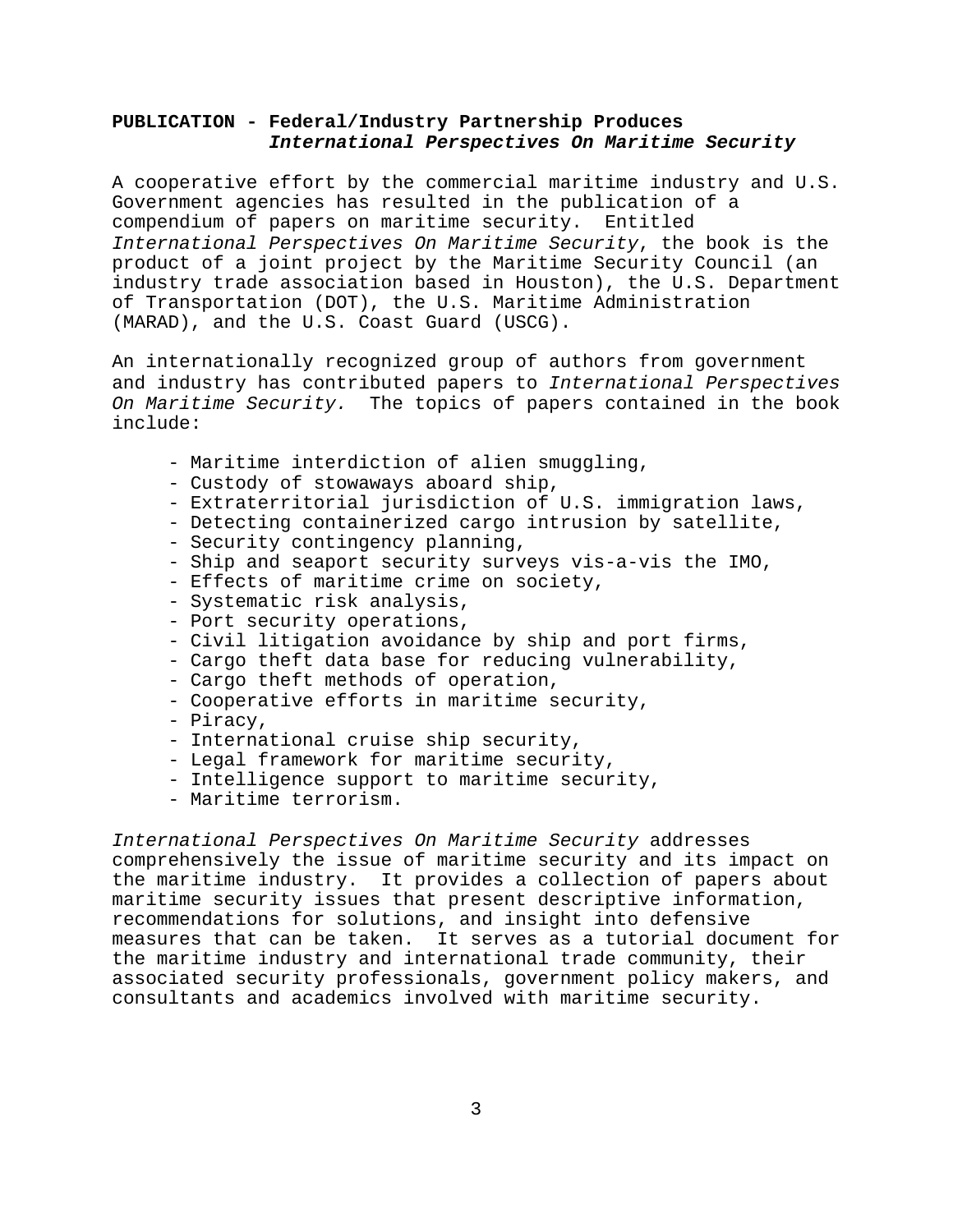**PUBLICATION - Federal/Industry Partnership Produces *International Perspectives On Maritime Security***

A cooperative effort by the commercial maritime industry and U.S. Government agencies has resulted in the publication of a compendium of papers on maritime security. Entitled *International Perspectives On Maritime Security*, the book is the product of a joint project by the Maritime Security Council (an industry trade association based in Houston), the U.S. Department of Transportation (DOT), the U.S. Maritime Administration (MARAD), and the U.S. Coast Guard (USCG).

An internationally recognized group of authors from government and industry has contributed papers to *International Perspectives On Maritime Security.* The topics of papers contained in the book include:

- Maritime interdiction of alien smuggling,
- Custody of stowaways aboard ship,
- Extraterritorial jurisdiction of U.S. immigration laws,
- Detecting containerized cargo intrusion by satellite,
- Security contingency planning,
- Ship and seaport security surveys vis-a-vis the IMO,
- Effects of maritime crime on society,
- Systematic risk analysis,
- Port security operations,
- Civil litigation avoidance by ship and port firms,
- Cargo theft data base for reducing vulnerability,
- Cargo theft methods of operation,
- Cooperative efforts in maritime security,
- Piracy,
- International cruise ship security,
- Legal framework for maritime security,
- Intelligence support to maritime security,
- Maritime terrorism.

*International Perspectives On Maritime Security* addresses comprehensively the issue of maritime security and its impact on the maritime industry. It provides a collection of papers about maritime security issues that present descriptive information, recommendations for solutions, and insight into defensive measures that can be taken. It serves as a tutorial document for the maritime industry and international trade community, their associated security professionals, government policy makers, and consultants and academics involved with maritime security.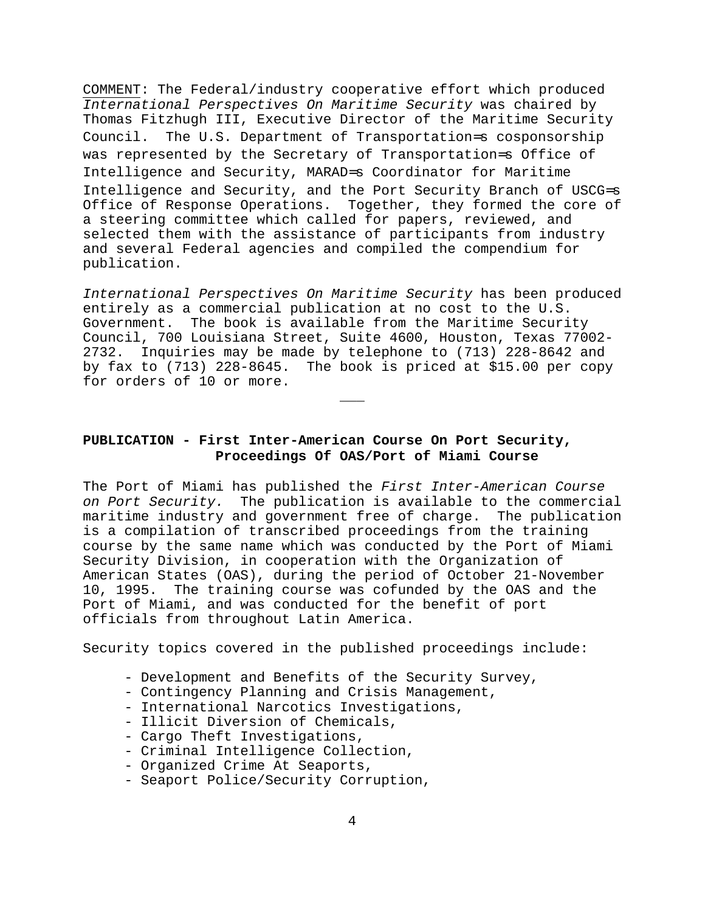COMMENT: The Federal/industry cooperative effort which produced *International Perspectives On Maritime Security* was chaired by Thomas Fitzhugh III, Executive Director of the Maritime Security Council. The U.S. Department of Transportation=s cosponsorship was represented by the Secretary of Transportation=s Office of Intelligence and Security, MARAD=s Coordinator for Maritime Intelligence and Security, and the Port Security Branch of USCG=s Office of Response Operations. Together, they formed the core of a steering committee which called for papers, reviewed, and selected them with the assistance of participants from industry and several Federal agencies and compiled the compendium for publication.

*International Perspectives On Maritime Security* has been produced entirely as a commercial publication at no cost to the U.S. Government. The book is available from the Maritime Security Council, 700 Louisiana Street, Suite 4600, Houston, Texas 77002-2732. Inquiries may be made by telephone to (713) 228-8642 and by fax to (713) 228-8645. The book is priced at $15.00 per copy for orders of 10 or more.

---

**PUBLICATION - First Inter-American Course On Port Security, Proceedings Of OAS/Port of Miami Course**

The Port of Miami has published the *First Inter-American Course on Port Security.* The publication is available to the commercial maritime industry and government free of charge. The publication is a compilation of transcribed proceedings from the training course by the same name which was conducted by the Port of Miami Security Division, in cooperation with the Organization of American States (OAS), during the period of October 21-November 10, 1995. The training course was cofunded by the OAS and the Port of Miami, and was conducted for the benefit of port officials from throughout Latin America.

Security topics covered in the published proceedings include:

- Development and Benefits of the Security Survey,
- Contingency Planning and Crisis Management,
- International Narcotics Investigations,
- Illicit Diversion of Chemicals,
- Cargo Theft Investigations,
- Criminal Intelligence Collection,
- Organized Crime At Seaports,
- Seaport Police/Security Corruption,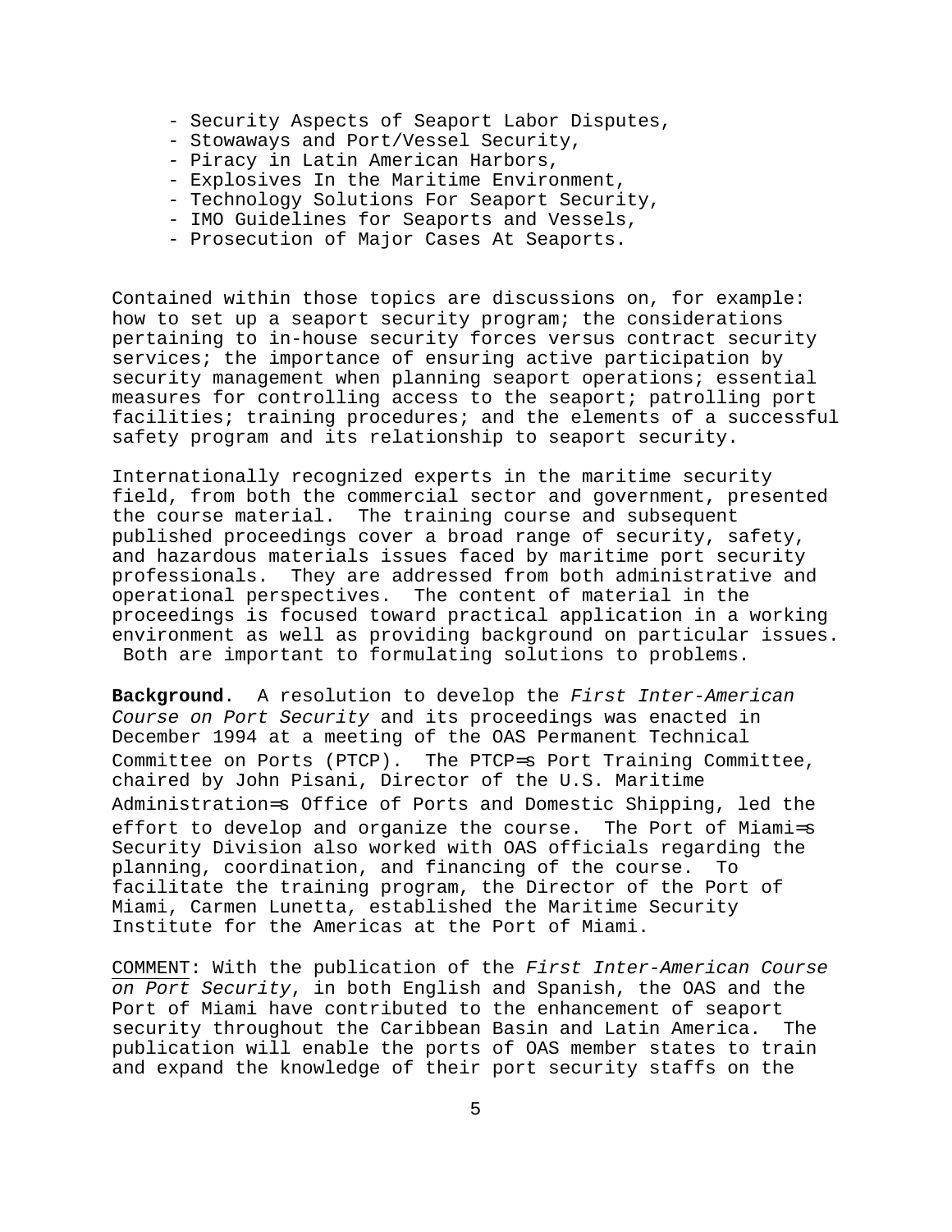- Security Aspects of Seaport Labor Disputes,
- Stowaways and Port/Vessel Security,
- Piracy in Latin American Harbors,
- Explosives In the Maritime Environment,
- Technology Solutions For Seaport Security,
- IMO Guidelines for Seaports and Vessels,
- Prosecution of Major Cases At Seaports.

Contained within those topics are discussions on, for example: how to set up a seaport security program; the considerations pertaining to in-house security forces versus contract security services; the importance of ensuring active participation by security management when planning seaport operations; essential measures for controlling access to the seaport; patrolling port facilities; training procedures; and the elements of a successful safety program and its relationship to seaport security.

Internationally recognized experts in the maritime security field, from both the commercial sector and government, presented the course material. The training course and subsequent published proceedings cover a broad range of security, safety, and hazardous materials issues faced by maritime port security professionals. They are addressed from both administrative and operational perspectives. The content of material in the proceedings is focused toward practical application in a working environment as well as providing background on particular issues. Both are important to formulating solutions to problems.

**Background**. A resolution to develop the *First Inter-American Course on Port Security* and its proceedings was enacted in December 1994 at a meeting of the OAS Permanent Technical Committee on Ports (PTCP). The PTCP=s Port Training Committee, chaired by John Pisani, Director of the U.S. Maritime Administration=s Office of Ports and Domestic Shipping, led the effort to develop and organize the course. The Port of Miami=s Security Division also worked with OAS officials regarding the planning, coordination, and financing of the course. To facilitate the training program, the Director of the Port of Miami, Carmen Lunetta, established the Maritime Security Institute for the Americas at the Port of Miami.

COMMENT: With the publication of the *First Inter-American Course on Port Security*, in both English and Spanish, the OAS and the Port of Miami have contributed to the enhancement of seaport security throughout the Caribbean Basin and Latin America. The publication will enable the ports of OAS member states to train and expand the knowledge of their port security staffs on the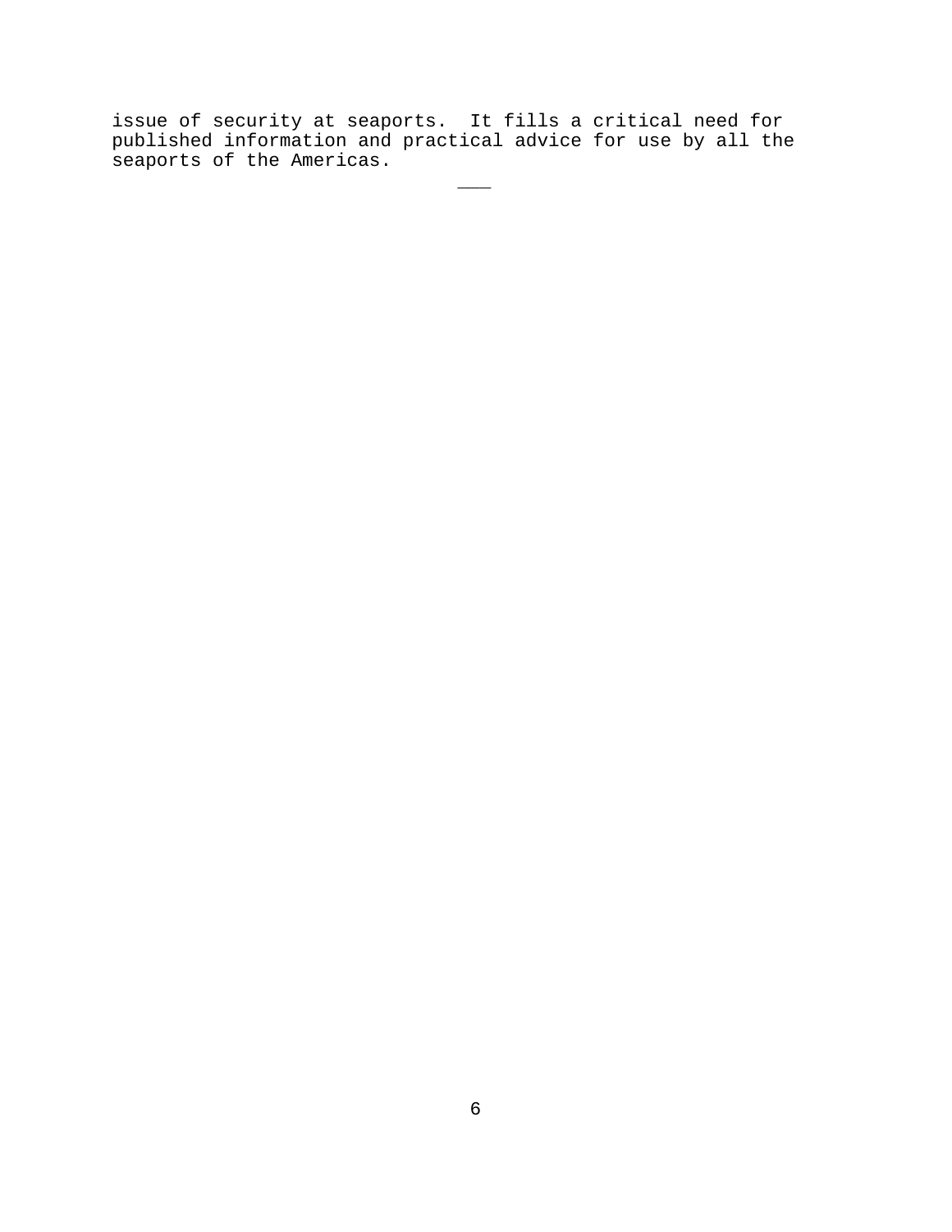issue of security at seaports. It fills a critical need for published information and practical advice for use by all the seaports of the Americas.

___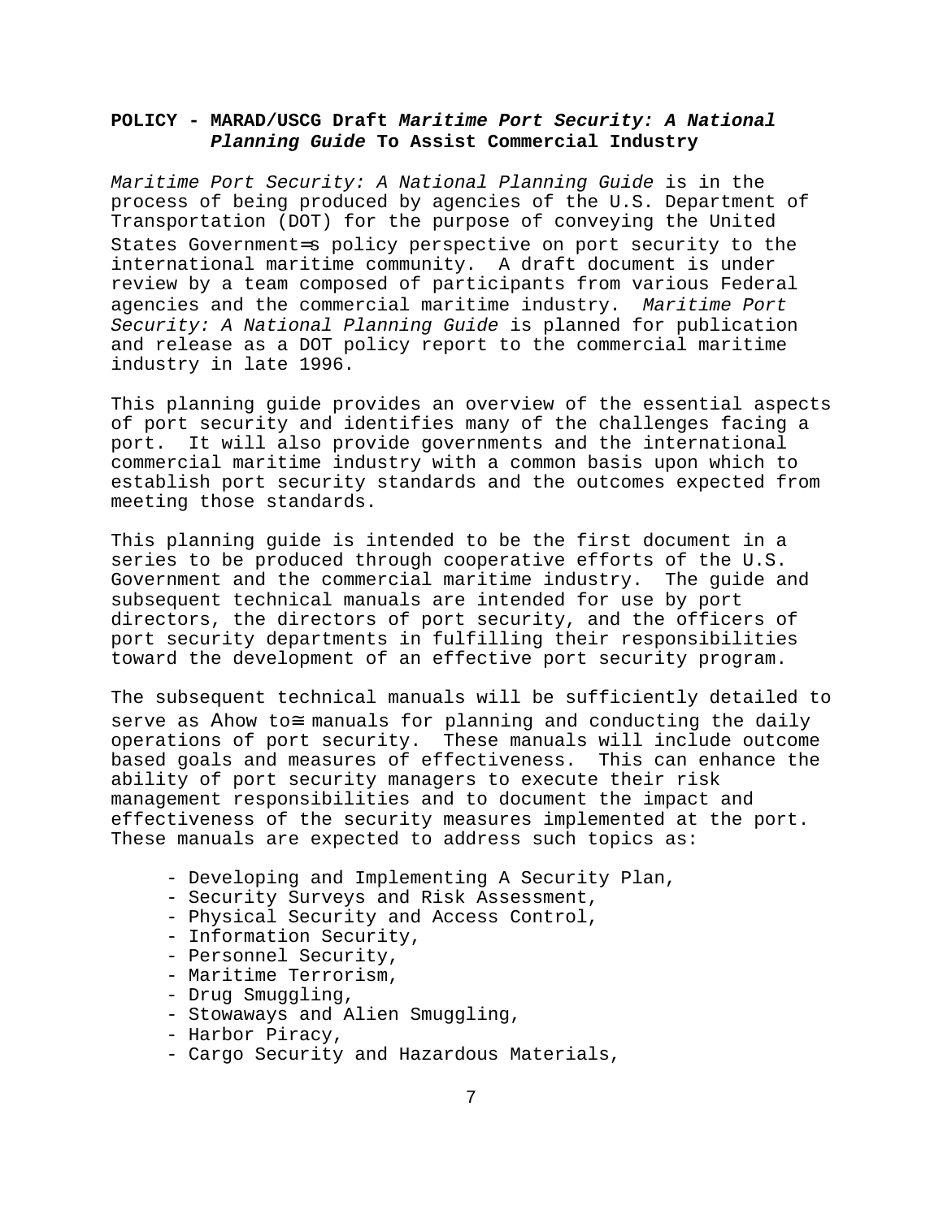**POLICY - MARAD/USCG Draft *Maritime Port Security: A National Planning Guide* To Assist Commercial Industry**

*Maritime Port Security: A National Planning Guide* is in the process of being produced by agencies of the U.S. Department of Transportation (DOT) for the purpose of conveying the United States Government=s policy perspective on port security to the international maritime community. A draft document is under review by a team composed of participants from various Federal agencies and the commercial maritime industry. *Maritime Port Security: A National Planning Guide* is planned for publication and release as a DOT policy report to the commercial maritime industry in late 1996.

This planning guide provides an overview of the essential aspects of port security and identifies many of the challenges facing a port. It will also provide governments and the international commercial maritime industry with a common basis upon which to establish port security standards and the outcomes expected from meeting those standards.

This planning guide is intended to be the first document in a series to be produced through cooperative efforts of the U.S. Government and the commercial maritime industry. The guide and subsequent technical manuals are intended for use by port directors, the directors of port security, and the officers of port security departments in fulfilling their responsibilities toward the development of an effective port security program.

The subsequent technical manuals will be sufficiently detailed to serve as Ahow to≅ manuals for planning and conducting the daily operations of port security. These manuals will include outcome based goals and measures of effectiveness. This can enhance the ability of port security managers to execute their risk management responsibilities and to document the impact and effectiveness of the security measures implemented at the port. These manuals are expected to address such topics as:

- Developing and Implementing A Security Plan,
- Security Surveys and Risk Assessment,
- Physical Security and Access Control,
- Information Security,
- Personnel Security,
- Maritime Terrorism,
- Drug Smuggling,
- Stowaways and Alien Smuggling,
- Harbor Piracy,
- Cargo Security and Hazardous Materials,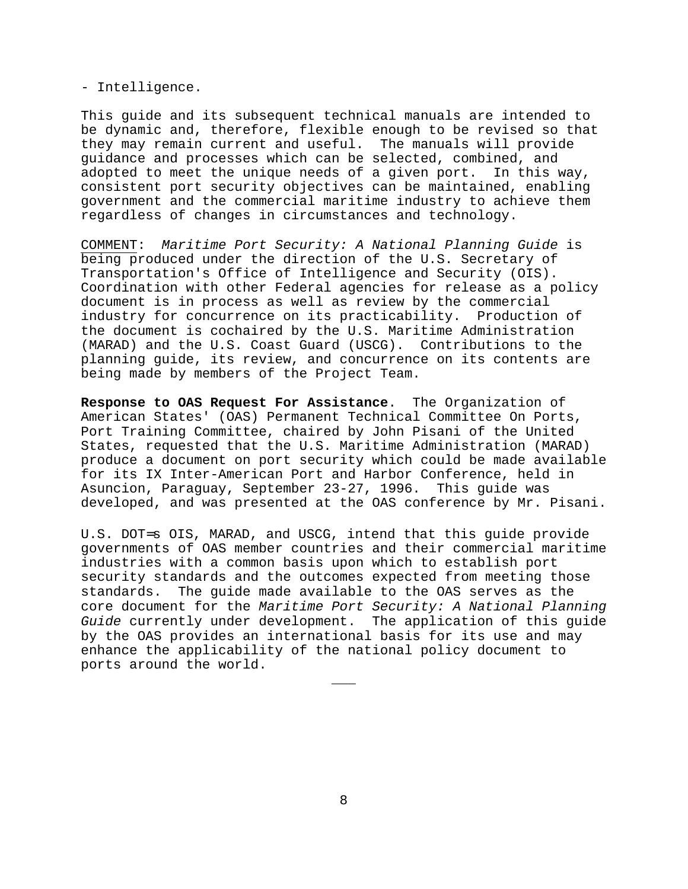- Intelligence.

This guide and its subsequent technical manuals are intended to be dynamic and, therefore, flexible enough to be revised so that they may remain current and useful. The manuals will provide guidance and processes which can be selected, combined, and adopted to meet the unique needs of a given port. In this way, consistent port security objectives can be maintained, enabling government and the commercial maritime industry to achieve them regardless of changes in circumstances and technology.

<u>COMMENT</u>: *Maritime Port Security: A National Planning Guide* is being produced under the direction of the U.S. Secretary of Transportation's Office of Intelligence and Security (OIS). Coordination with other Federal agencies for release as a policy document is in process as well as review by the commercial industry for concurrence on its practicability. Production of the document is cochaired by the U.S. Maritime Administration (MARAD) and the U.S. Coast Guard (USCG). Contributions to the planning guide, its review, and concurrence on its contents are being made by members of the Project Team.

**Response to OAS Request For Assistance**. The Organization of American States' (OAS) Permanent Technical Committee On Ports, Port Training Committee, chaired by John Pisani of the United States, requested that the U.S. Maritime Administration (MARAD) produce a document on port security which could be made available for its IX Inter-American Port and Harbor Conference, held in Asuncion, Paraguay, September 23-27, 1996. This guide was developed, and was presented at the OAS conference by Mr. Pisani.

U.S. DOT=s OIS, MARAD, and USCG, intend that this guide provide governments of OAS member countries and their commercial maritime industries with a common basis upon which to establish port security standards and the outcomes expected from meeting those standards. The guide made available to the OAS serves as the core document for the *Maritime Port Security: A National Planning Guide* currently under development. The application of this guide by the OAS provides an international basis for its use and may enhance the applicability of the national policy document to ports around the world.

---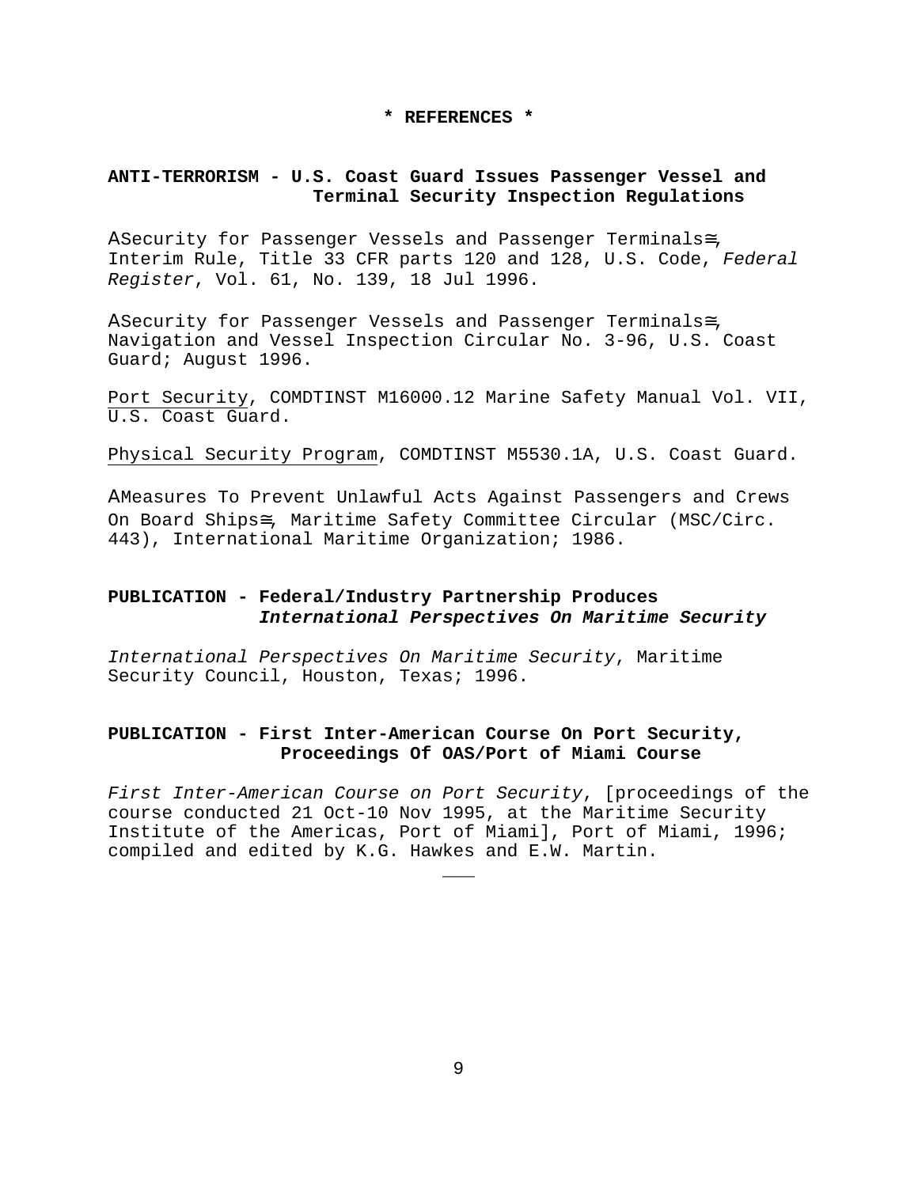**\* REFERENCES \***

**ANTI-TERRORISM - U.S. Coast Guard Issues Passenger Vessel and Terminal Security Inspection Regulations**

ΑSecurity for Passenger Vessels and Passenger Terminals≅, Interim Rule, Title 33 CFR parts 120 and 128, U.S. Code, *Federal Register*, Vol. 61, No. 139, 18 Jul 1996.

ΑSecurity for Passenger Vessels and Passenger Terminals≅, Navigation and Vessel Inspection Circular No. 3-96, U.S. Coast Guard; August 1996.

<u>Port Security</u>, COMDTINST M16000.12 Marine Safety Manual Vol. VII, U.S. Coast Guard.

<u>Physical Security Program</u>, COMDTINST M5530.1A, U.S. Coast Guard.

ΑMeasures To Prevent Unlawful Acts Against Passengers and Crews On Board Ships≅, Maritime Safety Committee Circular (MSC/Circ. 443), International Maritime Organization; 1986.

**PUBLICATION - Federal/Industry Partnership Produces *International Perspectives On Maritime Security***

*International Perspectives On Maritime Security*, Maritime Security Council, Houston, Texas; 1996.

**PUBLICATION - First Inter-American Course On Port Security, Proceedings Of OAS/Port of Miami Course**

*First Inter-American Course on Port Security*, [proceedings of the course conducted 21 Oct-10 Nov 1995, at the Maritime Security Institute of the Americas, Port of Miami], Port of Miami, 1996; compiled and edited by K.G. Hawkes and E.W. Martin.

\_\_\_